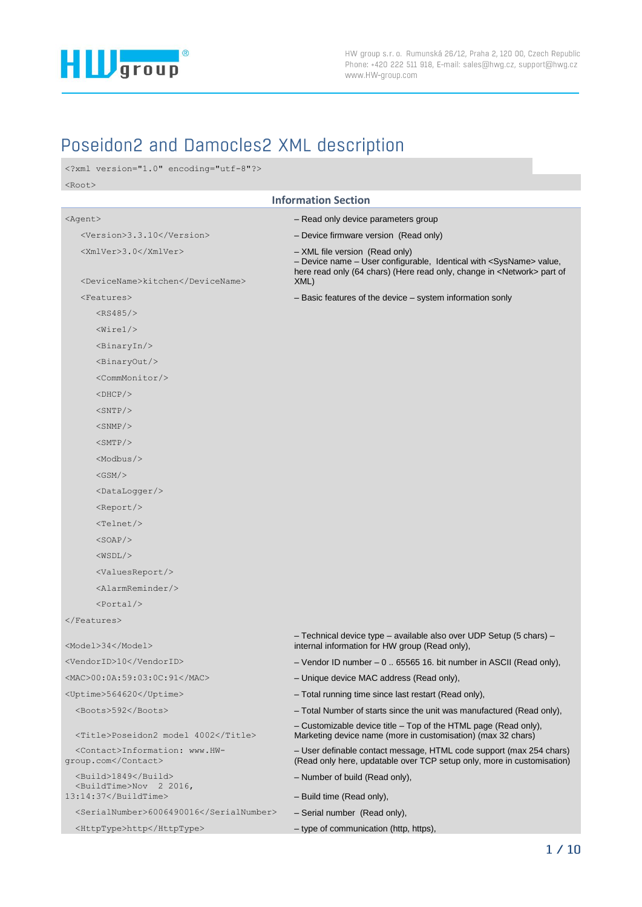# Poseidon2 and Damocles2 XML description

```
<?xml version="1.0" encoding="utf-8"?>
<Root>
```

## Information Section

| XML | Description |
|---|---|
| `<Agent>` | – Read only device parameters group |
| `<Version>3.3.10</Version>` | – Device firmware version (Read only) |
| `<XmlVer>3.0</XmlVer>` | – XML file version (Read only) |
| `<DeviceName>kitchen</DeviceName>` | – Device name – User configurable, Identical with <SysName> value, here read only (64 chars) (Here read only, change in <Network> part of XML) |
| `<Features>` | – Basic features of the device – system information sonly |
| `<RS485/>` | |
| `<Wire1/>` | |
| `<BinaryIn/>` | |
| `<BinaryOut/>` | |
| `<CommMonitor/>` | |
| `<DHCP/>` | |
| `<SNTP/>` | |
| `<SNMP/>` | |
| `<SMTP/>` | |
| `<Modbus/>` | |
| `<GSM/>` | |
| `<DataLogger/>` | |
| `<Report/>` | |
| `<Telnet/>` | |
| `<SOAP/>` | |
| `<WSDL/>` | |
| `<ValuesReport/>` | |
| `<AlarmReminder/>` | |
| `<Portal/>` | |
| `</Features>` | |
| `<Model>34</Model>` | – Technical device type – available also over UDP Setup (5 chars) – internal information for HW group (Read only), |
| `<VendorID>10</VendorID>` | – Vendor ID number – 0 .. 65565 16. bit number in ASCII (Read only), |
| `<MAC>00:0A:59:03:0C:91</MAC>` | – Unique device MAC address (Read only), |
| `<Uptime>564620</Uptime>` | – Total running time since last restart (Read only), |
| `<Boots>592</Boots>` | – Total Number of starts since the unit was manufactured (Read only), |
| `<Title>Poseidon2 model 4002</Title>` | – Customizable device title – Top of the HTML page (Read only), Marketing device name (more in customisation) (max 32 chars) |
| `<Contact>Information: www.HW-group.com</Contact>` | – User definable contact message, HTML code support (max 254 chars) (Read only here, updatable over TCP setup only, more in customisation) |
| `<Build>1849</Build>` | – Number of build (Read only), |
| `<BuildTime>Nov 2 2016, 13:14:37</BuildTime>` | – Build time (Read only), |
| `<SerialNumber>6006490016</SerialNumber>` | – Serial number (Read only), |
| `<HttpType>http</HttpType>` | – type of communication (http, https), |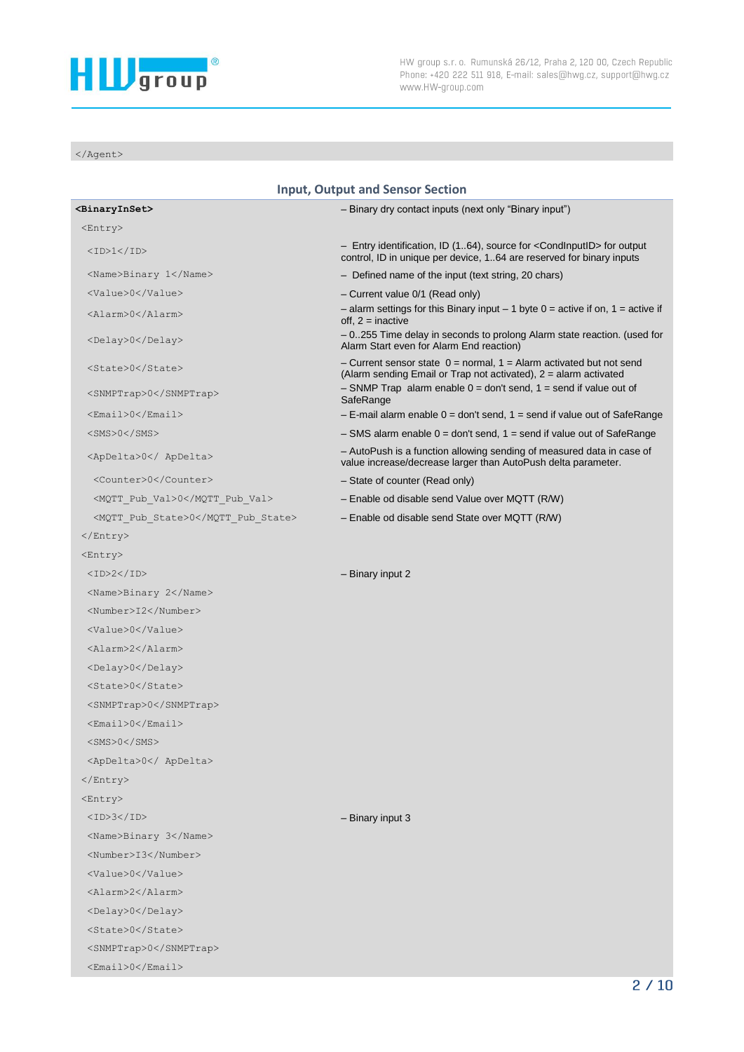```
</Agent>
```

## Input, Output and Sensor Section

| | |
|---|---|
| **<BinaryInSet>** | – Binary dry contact inputs (next only "Binary input") |
| <Entry> | |
| <ID>1</ID> | – Entry identification, ID (1..64), source for <CondInputID> for output control, ID in unique per device, 1..64 are reserved for binary inputs |
| <Name>Binary 1</Name> | – Defined name of the input (text string, 20 chars) |
| <Value>0</Value> | – Current value 0/1 (Read only) |
| <Alarm>0</Alarm> | – alarm settings for this Binary input – 1 byte 0 = active if on, 1 = active if off, 2 = inactive |
| <Delay>0</Delay> | – 0..255 Time delay in seconds to prolong Alarm state reaction. (used for Alarm Start even for Alarm End reaction) |
| <State>0</State> | – Current sensor state 0 = normal, 1 = Alarm activated but not send (Alarm sending Email or Trap not activated), 2 = alarm activated |
| <SNMPTrap>0</SNMPTrap> | – SNMP Trap alarm enable 0 = don't send, 1 = send if value out of SafeRange |
| <Email>0</Email> | – E-mail alarm enable 0 = don't send, 1 = send if value out of SafeRange |
| <SMS>0</SMS> | – SMS alarm enable 0 = don't send, 1 = send if value out of SafeRange |
| <ApDelta>0</ ApDelta> | – AutoPush is a function allowing sending of measured data in case of value increase/decrease larger than AutoPush delta parameter. |
| <Counter>0</Counter> | – State of counter (Read only) |
| <MQTT_Pub_Val>0</MQTT_Pub_Val> | – Enable od disable send Value over MQTT (R/W) |
| <MQTT_Pub_State>0</MQTT_Pub_State> | – Enable od disable send State over MQTT (R/W) |
| </Entry> | |
| <Entry> | |
| <ID>2</ID> | – Binary input 2 |
| <Name>Binary 2</Name> | |
| <Number>I2</Number> | |
| <Value>0</Value> | |
| <Alarm>2</Alarm> | |
| <Delay>0</Delay> | |
| <State>0</State> | |
| <SNMPTrap>0</SNMPTrap> | |
| <Email>0</Email> | |
| <SMS>0</SMS> | |
| <ApDelta>0</ ApDelta> | |
| </Entry> | |
| <Entry> | |
| <ID>3</ID> | – Binary input 3 |
| <Name>Binary 3</Name> | |
| <Number>I3</Number> | |
| <Value>0</Value> | |
| <Alarm>2</Alarm> | |
| <Delay>0</Delay> | |
| <State>0</State> | |
| <SNMPTrap>0</SNMPTrap> | |
| <Email>0</Email> | |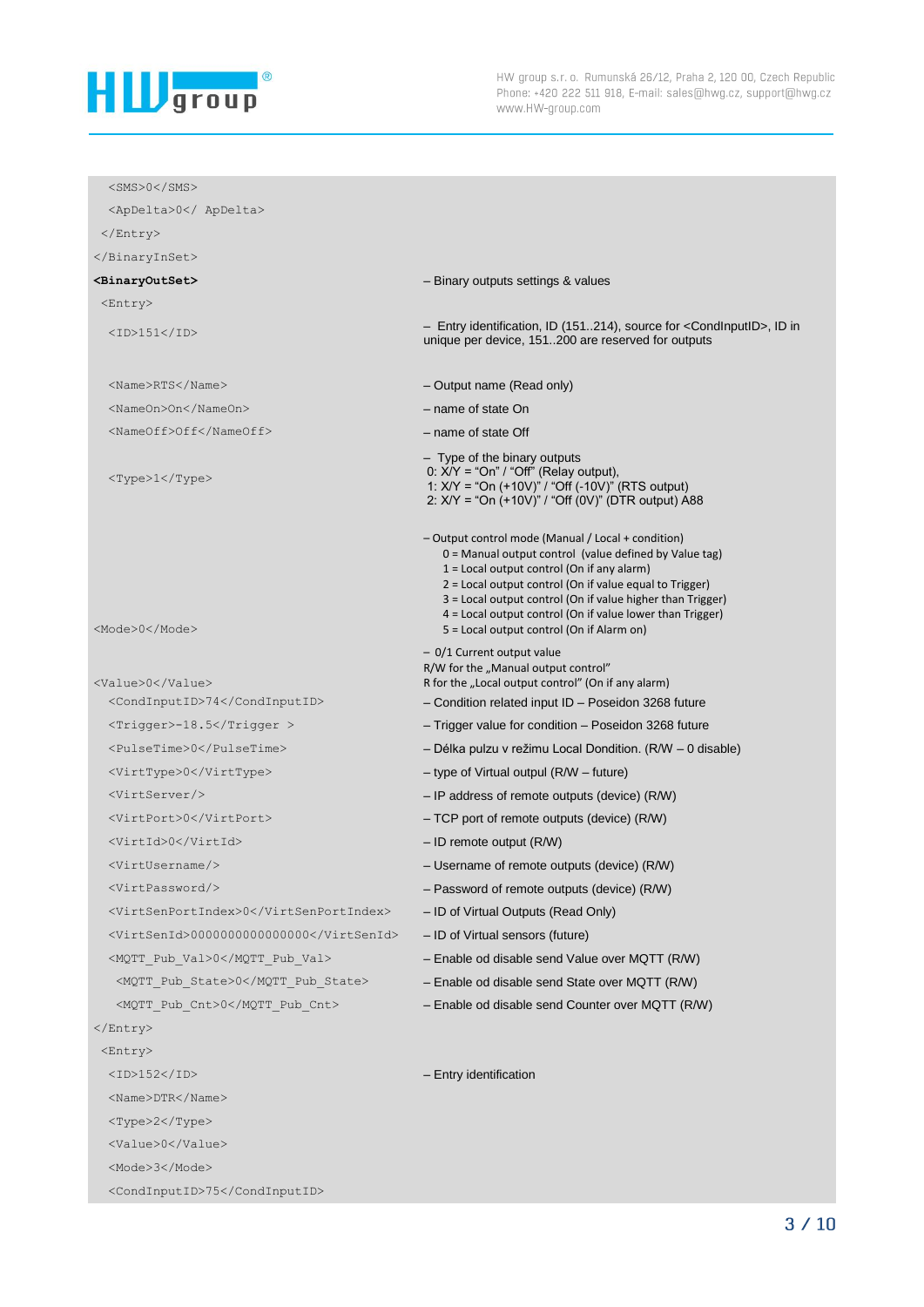| | |
|---|---|
| `<SMS>0</SMS>` | |
| `<ApDelta>0</ ApDelta>` | |
| `</Entry>` | |
| `</BinaryInSet>` | |
| **`<BinaryOutSet>`** | – Binary outputs settings & values |
| `<Entry>` | |
| `<ID>151</ID>` | – Entry identification, ID (151..214), source for <CondInputID>, ID in unique per device, 151..200 are reserved for outputs |
| `<Name>RTS</Name>` | – Output name (Read only) |
| `<NameOn>On</NameOn>` | – name of state On |
| `<NameOff>Off</NameOff>` | – name of state Off |
| `<Type>1</Type>` | – Type of the binary outputs<br>0: X/Y = "On" / "Off" (Relay output),<br>1: X/Y = "On (+10V)" / "Off (-10V)" (RTS output)<br>2: X/Y = "On (+10V)" / "Off (0V)" (DTR output) A88 |
| `<Mode>0</Mode>` | – Output control mode (Manual / Local + condition)<br>0 = Manual output control (value defined by Value tag)<br>1 = Local output control (On if any alarm)<br>2 = Local output control (On if value equal to Trigger)<br>3 = Local output control (On if value higher than Trigger)<br>4 = Local output control (On if value lower than Trigger)<br>5 = Local output control (On if Alarm on) |
| `<Value>0</Value>` | – 0/1 Current output value<br>R/W for the „Manual output control"<br>R for the „Local output control" (On if any alarm) |
| `<CondInputID>74</CondInputID>` | – Condition related input ID – Poseidon 3268 future |
| `<Trigger>-18.5</Trigger >` | – Trigger value for condition – Poseidon 3268 future |
| `<PulseTime>0</PulseTime>` | – Délka pulzu v režimu Local Dondition. (R/W – 0 disable) |
| `<VirtType>0</VirtType>` | – type of Virtual outpul (R/W – future) |
| `<VirtServer/>` | – IP address of remote outputs (device) (R/W) |
| `<VirtPort>0</VirtPort>` | – TCP port of remote outputs (device) (R/W) |
| `<VirtId>0</VirtId>` | – ID remote output (R/W) |
| `<VirtUsername/>` | – Username of remote outputs (device) (R/W) |
| `<VirtPassword/>` | – Password of remote outputs (device) (R/W) |
| `<VirtSenPortIndex>0</VirtSenPortIndex>` | – ID of Virtual Outputs (Read Only) |
| `<VirtSenId>0000000000000000</VirtSenId>` | – ID of Virtual sensors (future) |
| `<MQTT_Pub_Val>0</MQTT_Pub_Val>` | – Enable od disable send Value over MQTT (R/W) |
| `<MQTT_Pub_State>0</MQTT_Pub_State>` | – Enable od disable send State over MQTT (R/W) |
| `<MQTT_Pub_Cnt>0</MQTT_Pub_Cnt>` | – Enable od disable send Counter over MQTT (R/W) |
| `</Entry>` | |
| `<Entry>` | |
| `<ID>152</ID>` | – Entry identification |
| `<Name>DTR</Name>` | |
| `<Type>2</Type>` | |
| `<Value>0</Value>` | |
| `<Mode>3</Mode>` | |
| `<CondInputID>75</CondInputID>` | |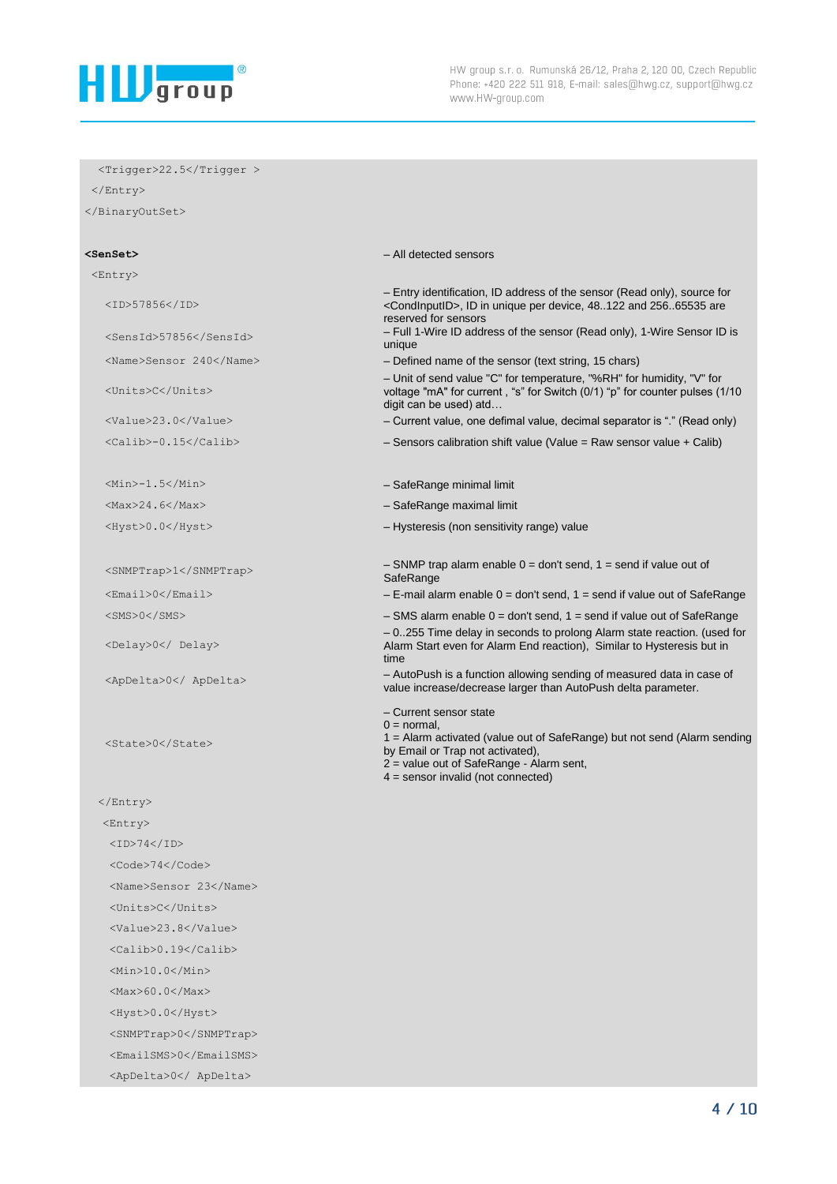```
  <Trigger>22.5</Trigger >
 </Entry>
</BinaryOutSet>
```

| XML | Description |
|---|---|
| **`<SenSet>`** | – All detected sensors |
| `<Entry>` | |
| `<ID>57856</ID>` | – Entry identification, ID address of the sensor (Read only), source for <CondInputID>, ID in unique per device, 48..122 and 256..65535 are reserved for sensors |
| `<SensId>57856</SensId>` | – Full 1-Wire ID address of the sensor (Read only), 1-Wire Sensor ID is unique |
| `<Name>Sensor 240</Name>` | – Defined name of the sensor (text string, 15 chars) |
| `<Units>C</Units>` | – Unit of send value "C" for temperature, "%RH" for humidity, "V" for voltage "mA" for current , "s" for Switch (0/1) "p" for counter pulses (1/10 digit can be used) atd… |
| `<Value>23.0</Value>` | – Current value, one defimal value, decimal separator is "." (Read only) |
| `<Calib>-0.15</Calib>` | – Sensors calibration shift value (Value = Raw sensor value + Calib) |
| `<Min>-1.5</Min>` | – SafeRange minimal limit |
| `<Max>24.6</Max>` | – SafeRange maximal limit |
| `<Hyst>0.0</Hyst>` | – Hysteresis (non sensitivity range) value |
| `<SNMPTrap>1</SNMPTrap>` | – SNMP trap alarm enable 0 = don't send, 1 = send if value out of SafeRange |
| `<Email>0</Email>` | – E-mail alarm enable 0 = don't send, 1 = send if value out of SafeRange |
| `<SMS>0</SMS>` | – SMS alarm enable 0 = don't send, 1 = send if value out of SafeRange |
| `<Delay>0</ Delay>` | – 0..255 Time delay in seconds to prolong Alarm state reaction. (used for Alarm Start even for Alarm End reaction), Similar to Hysteresis but in time |
| `<ApDelta>0</ ApDelta>` | – AutoPush is a function allowing sending of measured data in case of value increase/decrease larger than AutoPush delta parameter. |
| `<State>0</State>` | – Current sensor state<br>0 = normal,<br>1 = Alarm activated (value out of SafeRange) but not send (Alarm sending by Email or Trap not activated),<br>2 = value out of SafeRange - Alarm sent,<br>4 = sensor invalid (not connected) |

```
 </Entry>
 <Entry>
  <ID>74</ID>
  <Code>74</Code>
  <Name>Sensor 23</Name>
  <Units>C</Units>
  <Value>23.8</Value>
  <Calib>0.19</Calib>
  <Min>10.0</Min>
  <Max>60.0</Max>
  <Hyst>0.0</Hyst>
  <SNMPTrap>0</SNMPTrap>
  <EmailSMS>0</EmailSMS>
  <ApDelta>0</ ApDelta>
```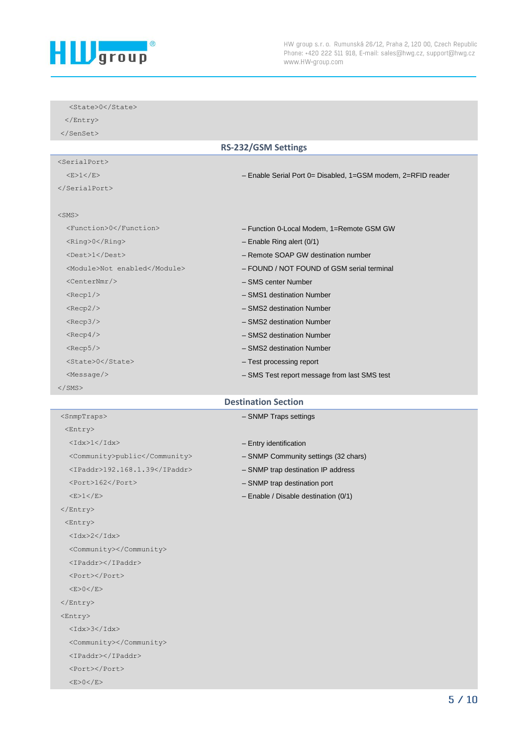```
   <State>0</State>
  </Entry>
 </SenSet>
```

## RS-232/GSM Settings

```
<SerialPort>
  <E>1</E>                              – Enable Serial Port 0= Disabled, 1=GSM modem, 2=RFID reader
</SerialPort>

<SMS>
  <Function>0</Function>                – Function 0-Local Modem, 1=Remote GSM GW
  <Ring>0</Ring>                        – Enable Ring alert (0/1)
  <Dest>1</Dest>                        – Remote SOAP GW destination number
  <Module>Not enabled</Module>          – FOUND / NOT FOUND of GSM serial terminal
  <CenterNmr/>                          – SMS center Number
  <Recp1/>                              – SMS1 destination Number
  <Recp2/>                              – SMS2 destination Number
  <Recp3/>                              – SMS2 destination Number
  <Recp4/>                              – SMS2 destination Number
  <Recp5/>                              – SMS2 destination Number
  <State>0</State>                      – Test processing report
  <Message/>                            – SMS Test report message from last SMS test
</SMS>
```

## Destination Section

```
 <SnmpTraps>                            – SNMP Traps settings
  <Entry>
   <Idx>1</Idx>                         – Entry identification
   <Community>public</Community>        – SNMP Community settings (32 chars)
   <IPaddr>192.168.1.39</IPaddr>        – SNMP trap destination IP address
   <Port>162</Port>                     – SNMP trap destination port
   <E>1</E>                             – Enable / Disable destination (0/1)
 </Entry>
  <Entry>
   <Idx>2</Idx>
   <Community></Community>
   <IPaddr></IPaddr>
   <Port></Port>
   <E>0</E>
 </Entry>
 <Entry>
   <Idx>3</Idx>
   <Community></Community>
   <IPaddr></IPaddr>
   <Port></Port>
   <E>0</E>
```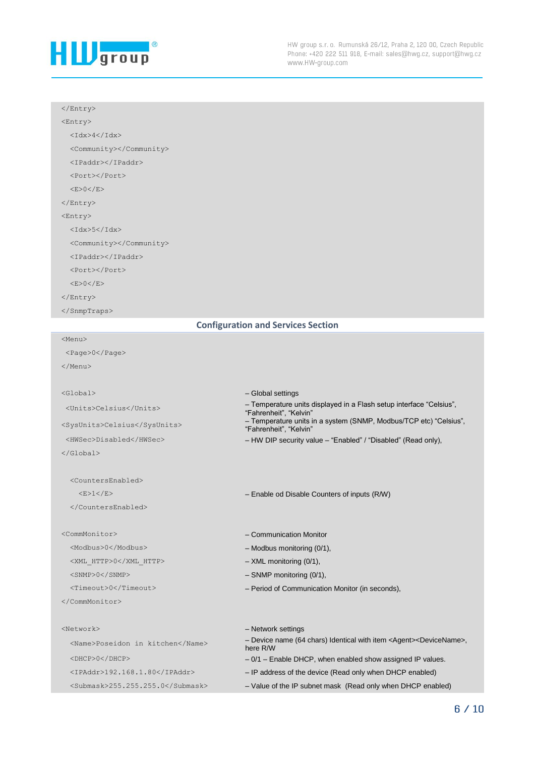```
</Entry>
<Entry>
  <Idx>4</Idx>
  <Community></Community>
  <IPaddr></IPaddr>
  <Port></Port>
  <E>0</E>
</Entry>
<Entry>
  <Idx>5</Idx>
  <Community></Community>
  <IPaddr></IPaddr>
  <Port></Port>
  <E>0</E>
</Entry>
</SnmpTraps>
```

## Configuration and Services Section

```
<Menu>
 <Page>0</Page>
</Menu>
```

| XML | Description |
|---|---|
| `<Global>` | – Global settings |
| `<Units>Celsius</Units>` | – Temperature units displayed in a Flash setup interface “Celsius”, “Fahrenheit”, “Kelvin” |
| `<SysUnits>Celsius</SysUnits>` | – Temperature units in a system (SNMP, Modbus/TCP etc) “Celsius”, “Fahrenheit”, “Kelvin” |
| `<HWSec>Disabled</HWSec>` | – HW DIP security value – “Enabled” / “Disabled” (Read only), |
| `</Global>` | |
| `<CountersEnabled>` | |
| `<E>1</E>` | – Enable od Disable Counters of inputs (R/W) |
| `</CountersEnabled>` | |
| `<CommMonitor>` | – Communication Monitor |
| `<Modbus>0</Modbus>` | – Modbus monitoring (0/1), |
| `<XML_HTTP>0</XML_HTTP>` | – XML monitoring (0/1), |
| `<SNMP>0</SNMP>` | – SNMP monitoring (0/1), |
| `<Timeout>0</Timeout>` | – Period of Communication Monitor (in seconds), |
| `</CommMonitor>` | |
| `<Network>` | – Network settings |
| `<Name>Poseidon in kitchen</Name>` | – Device name (64 chars) Identical with item <Agent><DeviceName>, here R/W |
| `<DHCP>0</DHCP>` | – 0/1 – Enable DHCP, when enabled show assigned IP values. |
| `<IPAddr>192.168.1.80</IPAddr>` | – IP address of the device (Read only when DHCP enabled) |
| `<Submask>255.255.255.0</Submask>` | – Value of the IP subnet mask (Read only when DHCP enabled) |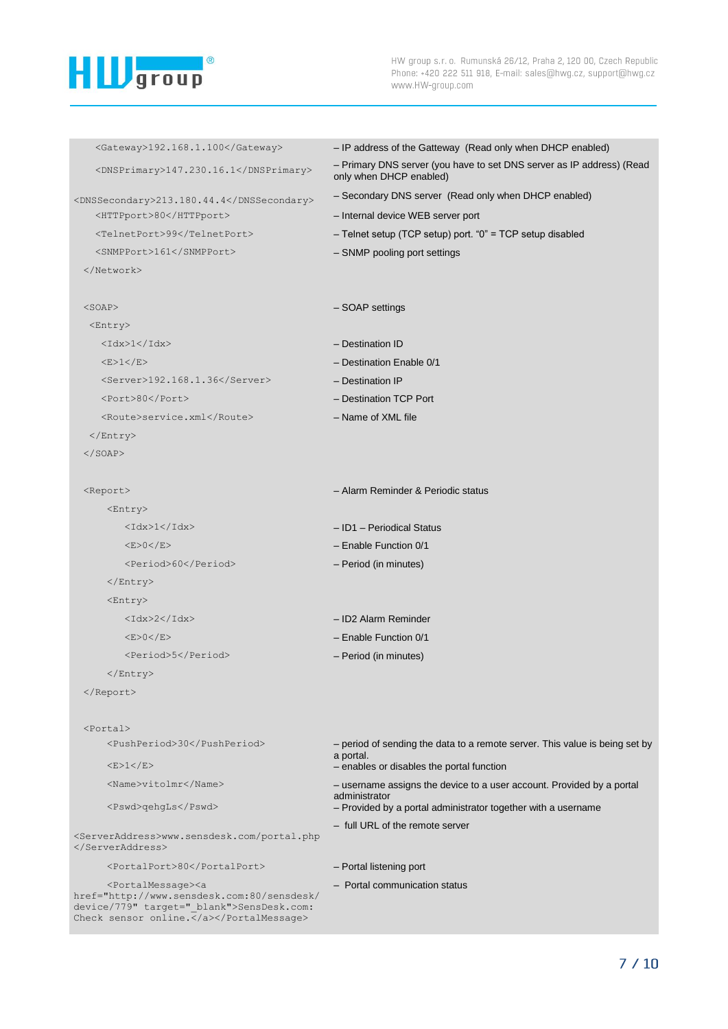| XML | Description |
|---|---|
| `<Gateway>192.168.1.100</Gateway>` | – IP address of the Gatteway (Read only when DHCP enabled) |
| `<DNSPrimary>147.230.16.1</DNSPrimary>` | – Primary DNS server (you have to set DNS server as IP address) (Read only when DHCP enabled) |
| `<DNSSecondary>213.180.44.4</DNSSecondary>` | – Secondary DNS server (Read only when DHCP enabled) |
| `<HTTPport>80</HTTPport>` | – Internal device WEB server port |
| `<TelnetPort>99</TelnetPort>` | – Telnet setup (TCP setup) port. "0" = TCP setup disabled |
| `<SNMPPort>161</SNMPPort>` | – SNMP pooling port settings |
| `</Network>` | |
| `<SOAP>` | – SOAP settings |
| `<Entry>` | |
| `<Idx>1</Idx>` | – Destination ID |
| `<E>1</E>` | – Destination Enable 0/1 |
| `<Server>192.168.1.36</Server>` | – Destination IP |
| `<Port>80</Port>` | – Destination TCP Port |
| `<Route>service.xml</Route>` | – Name of XML file |
| `</Entry>` | |
| `</SOAP>` | |
| `<Report>` | – Alarm Reminder & Periodic status |
| `<Entry>` | |
| `<Idx>1</Idx>` | – ID1 – Periodical Status |
| `<E>0</E>` | – Enable Function 0/1 |
| `<Period>60</Period>` | – Period (in minutes) |
| `</Entry>` | |
| `<Entry>` | |
| `<Idx>2</Idx>` | – ID2 Alarm Reminder |
| `<E>0</E>` | – Enable Function 0/1 |
| `<Period>5</Period>` | – Period (in minutes) |
| `</Entry>` | |
| `</Report>` | |
| `<Portal>` | |
| `<PushPeriod>30</PushPeriod>` | – period of sending the data to a remote server. This value is being set by a portal. |
| `<E>1</E>` | – enables or disables the portal function |
| `<Name>vitolmr</Name>` | – username assigns the device to a user account. Provided by a portal administrator |
| `<Pswd>qehgLs</Pswd>` | – Provided by a portal administrator together with a username |
| `<ServerAddress>www.sensdesk.com/portal.php</ServerAddress>` | – full URL of the remote server |
| `<PortalPort>80</PortalPort>` | – Portal listening port |
| `<PortalMessage><a href="http://www.sensdesk.com:80/sensdesk/device/779" target="_blank">SensDesk.com: Check sensor online.</a></PortalMessage>` | – Portal communication status |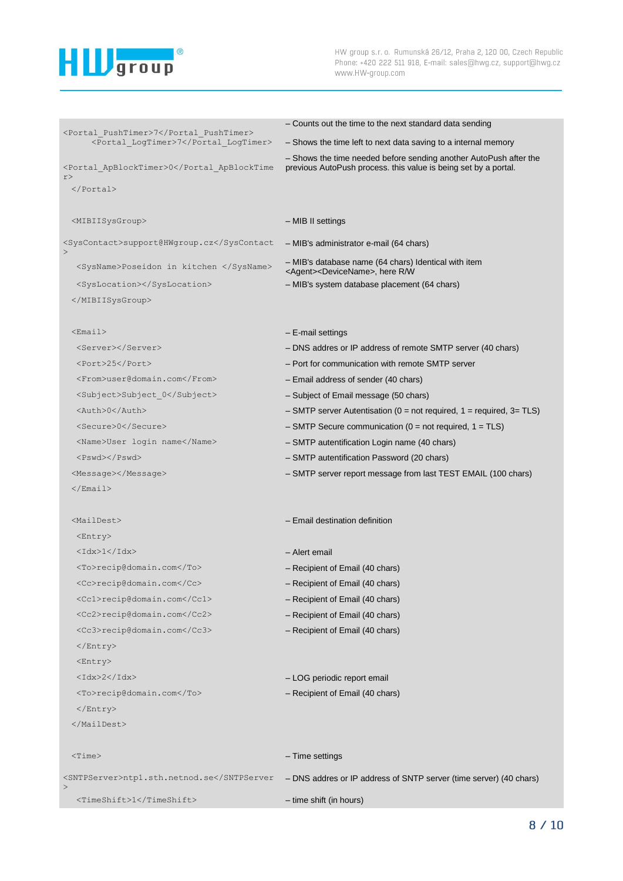| | |
|---|---|
| `<Portal_PushTimer>7</Portal_PushTimer>` | – Counts out the time to the next standard data sending |
| `<Portal_LogTimer>7</Portal_LogTimer>` | – Shows the time left to next data saving to a internal memory |
| `<Portal_ApBlockTimer>0</Portal_ApBlockTimer>` | – Shows the time needed before sending another AutoPush after the previous AutoPush process. this value is being set by a portal. |
| `</Portal>` | |
| `<MIBIISysGroup>` | – MIB II settings |
| `<SysContact>support@HWgroup.cz</SysContact>` | – MIB's administrator e-mail (64 chars) |
| `<SysName>Poseidon in kitchen </SysName>` | – MIB's database name (64 chars) Identical with item `<Agent><DeviceName>`, here R/W |
| `<SysLocation></SysLocation>` | – MIB's system database placement (64 chars) |
| `</MIBIISysGroup>` | |
| `<Email>` | – E-mail settings |
| `<Server></Server>` | – DNS addres or IP address of remote SMTP server (40 chars) |
| `<Port>25</Port>` | – Port for communication with remote SMTP server |
| `<From>user@domain.com</From>` | – Email address of sender (40 chars) |
| `<Subject>Subject_0</Subject>` | – Subject of Email message (50 chars) |
| `<Auth>0</Auth>` | – SMTP server Autentisation (0 = not required, 1 = required, 3= TLS) |
| `<Secure>0</Secure>` | – SMTP Secure communication (0 = not required, 1 = TLS) |
| `<Name>User login name</Name>` | – SMTP autentification Login name (40 chars) |
| `<Pswd></Pswd>` | – SMTP autentification Password (20 chars) |
| `<Message></Message>` | – SMTP server report message from last TEST EMAIL (100 chars) |
| `</Email>` | |
| `<MailDest>` | – Email destination definition |
| `<Entry>` | |
| `<Idx>1</Idx>` | – Alert email |
| `<To>recip@domain.com</To>` | – Recipient of Email (40 chars) |
| `<Cc>recip@domain.com</Cc>` | – Recipient of Email (40 chars) |
| `<Cc1>recip@domain.com</Cc1>` | – Recipient of Email (40 chars) |
| `<Cc2>recip@domain.com</Cc2>` | – Recipient of Email (40 chars) |
| `<Cc3>recip@domain.com</Cc3>` | – Recipient of Email (40 chars) |
| `</Entry>` | |
| `<Entry>` | |
| `<Idx>2</Idx>` | – LOG periodic report email |
| `<To>recip@domain.com</To>` | – Recipient of Email (40 chars) |
| `</Entry>` | |
| `</MailDest>` | |
| `<Time>` | – Time settings |
| `<SNTPServer>ntp1.sth.netnod.se</SNTPServer>` | – DNS addres or IP address of SNTP server (time server) (40 chars) |
| `<TimeShift>1</TimeShift>` | – time shift (in hours) |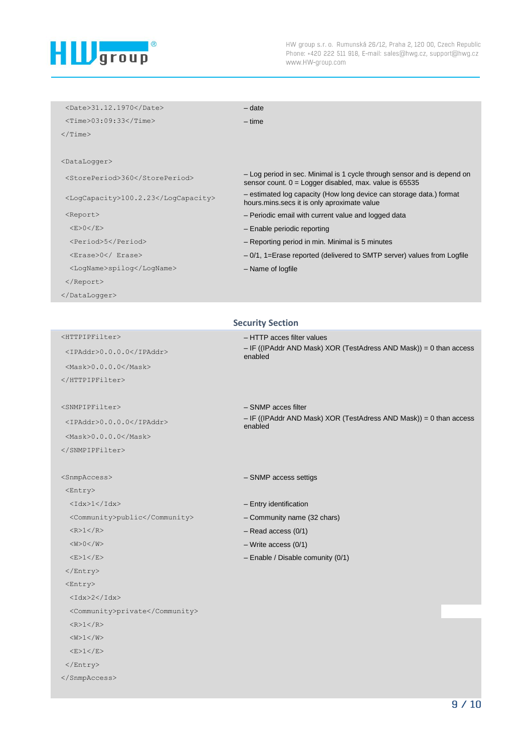| | |
|---|---|
| `<Date>31.12.1970</Date>` | – date |
| `<Time>03:09:33</Time>` | – time |
| `</Time>` | |
| | |
| `<DataLogger>` | |
| `<StorePeriod>360</StorePeriod>` | – Log period in sec. Minimal is 1 cycle through sensor and is depend on sensor count. 0 = Logger disabled, max. value is 65535 |
| `<LogCapacity>100.2.23</LogCapacity>` | – estimated log capacity (How long device can storage data.) format hours.mins.secs it is only aproximate value |
| `<Report>` | – Periodic email with current value and logged data |
| `<E>0</E>` | – Enable periodic reporting |
| `<Period>5</Period>` | – Reporting period in min. Minimal is 5 minutes |
| `<Erase>0</ Erase>` | – 0/1, 1=Erase reported (delivered to SMTP server) values from Logfile |
| `<LogName>spilog</LogName>` | – Name of logfile |
| `</Report>` | |
| `</DataLogger>` | |

## Security Section

| | |
|---|---|
| `<HTTPIPFilter>` | – HTTP acces filter values |
| `<IPAddr>0.0.0.0</IPAddr>` | – IF ((IPAddr AND Mask) XOR (TestAdress AND Mask)) = 0 than access enabled |
| `<Mask>0.0.0.0</Mask>` | |
| `</HTTPIPFilter>` | |
| | |
| `<SNMPIPFilter>` | – SNMP acces filter |
| `<IPAddr>0.0.0.0</IPAddr>` | – IF ((IPAddr AND Mask) XOR (TestAdress AND Mask)) = 0 than access enabled |
| `<Mask>0.0.0.0</Mask>` | |
| `</SNMPIPFilter>` | |
| | |
| `<SnmpAccess>` | – SNMP access settigs |
| `<Entry>` | |
| `<Idx>1</Idx>` | – Entry identification |
| `<Community>public</Community>` | – Community name (32 chars) |
| `<R>1</R>` | – Read access (0/1) |
| `<W>0</W>` | – Write access (0/1) |
| `<E>1</E>` | – Enable / Disable comunity (0/1) |
| `</Entry>` | |
| `<Entry>` | |
| `<Idx>2</Idx>` | |
| `<Community>private</Community>` | |
| `<R>1</R>` | |
| `<W>1</W>` | |
| `<E>1</E>` | |
| `</Entry>` | |
| `</SnmpAccess>` | |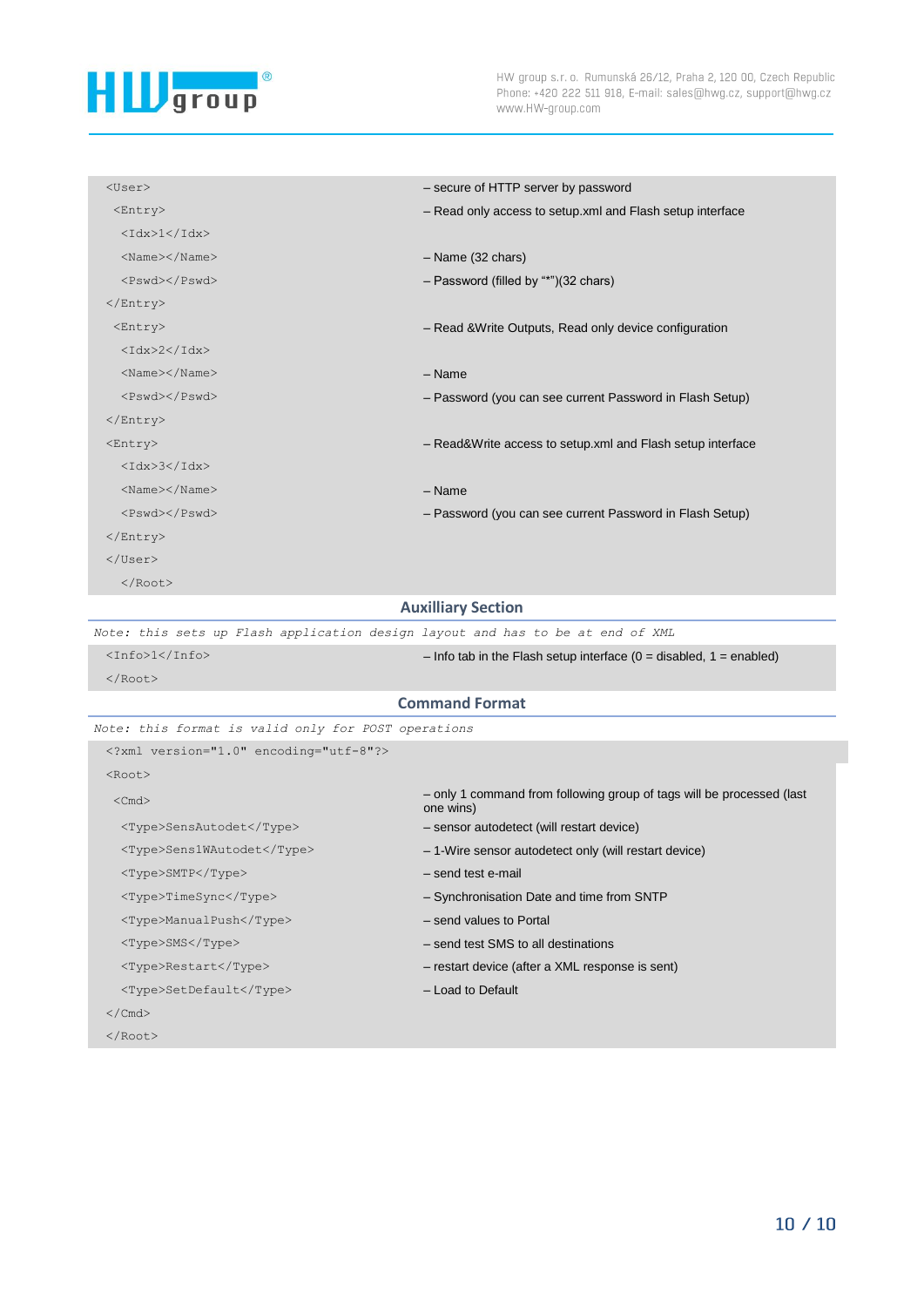| | |
|---|---|
| `<User>` | – secure of HTTP server by password |
| `<Entry>` | – Read only access to setup.xml and Flash setup interface |
| `<Idx>1</Idx>` | |
| `<Name></Name>` | – Name (32 chars) |
| `<Pswd></Pswd>` | – Password (filled by "*")(32 chars) |
| `</Entry>` | |
| `<Entry>` | – Read &Write Outputs, Read only device configuration |
| `<Idx>2</Idx>` | |
| `<Name></Name>` | – Name |
| `<Pswd></Pswd>` | – Password (you can see current Password in Flash Setup) |
| `</Entry>` | |
| `<Entry>` | – Read&Write access to setup.xml and Flash setup interface |
| `<Idx>3</Idx>` | |
| `<Name></Name>` | – Name |
| `<Pswd></Pswd>` | – Password (you can see current Password in Flash Setup) |
| `</Entry>` | |
| `</User>` | |
| `</Root>` | |

## Auxilliary Section

*Note: this sets up Flash application design layout and has to be at end of XML*

| | |
|---|---|
| `<Info>1</Info>` | – Info tab in the Flash setup interface (0 = disabled, 1 = enabled) |
| `</Root>` | |

## Command Format

*Note: this format is valid only for POST operations*

| | |
|---|---|
| `<?xml version="1.0" encoding="utf-8"?>` | |
| `<Root>` | |
| `<Cmd>` | – only 1 command from following group of tags will be processed (last one wins) |
| `<Type>SensAutodet</Type>` | – sensor autodetect (will restart device) |
| `<Type>Sens1WAutodet</Type>` | – 1-Wire sensor autodetect only (will restart device) |
| `<Type>SMTP</Type>` | – send test e-mail |
| `<Type>TimeSync</Type>` | – Synchronisation Date and time from SNTP |
| `<Type>ManualPush</Type>` | – send values to Portal |
| `<Type>SMS</Type>` | – send test SMS to all destinations |
| `<Type>Restart</Type>` | – restart device (after a XML response is sent) |
| `<Type>SetDefault</Type>` | – Load to Default |
| `</Cmd>` | |
| `</Root>` | |